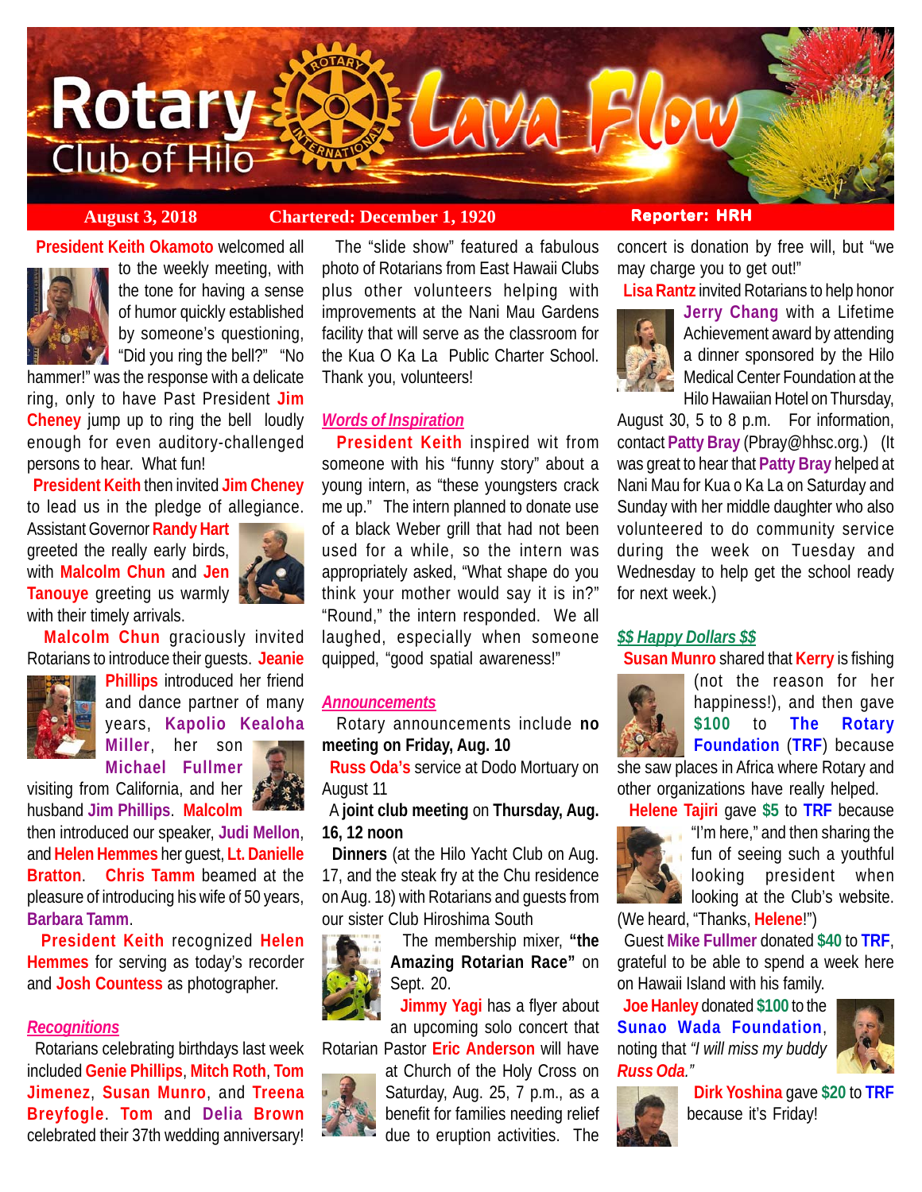# Rotary Club of Hilo — Lava Flow

**August 3, 2018** | **Chartered: December 1, 1920** | **Reporter: HRH**

**President Keith Okamoto** welcomed all to the weekly meeting, with the tone for having a sense of humor quickly established by someone's questioning, "Did you ring the bell?" "No hammer!" was the response with a delicate ring, only to have Past President **Jim Cheney** jump up to ring the bell loudly enough for even auditory-challenged persons to hear. What fun!

**President Keith** then invited **Jim Cheney** to lead us in the pledge of allegiance. Assistant Governor **Randy Hart** greeted the really early birds, with **Malcolm Chun** and **Jen Tanouye** greeting us warmly with their timely arrivals.

**Malcolm Chun** graciously invited Rotarians to introduce their guests. **Jeanie Phillips** introduced her friend and dance partner of many years, **Kapolio Kealoha Miller**, her son **Michael Fullmer** visiting from California, and her husband **Jim Phillips**. **Malcolm** then introduced our speaker, **Judi Mellon**, and **Helen Hemmes** her guest, **Lt. Danielle Bratton**. **Chris Tamm** beamed at the pleasure of introducing his wife of 50 years, **Barbara Tamm**.

**President Keith** recognized **Helen Hemmes** for serving as today's recorder and **Josh Countess** as photographer.

## *Recognitions*

Rotarians celebrating birthdays last week included **Genie Phillips**, **Mitch Roth**, **Tom Jimenez**, **Susan Munro**, and **Treena Breyfogle**. **Tom** and **Delia Brown** celebrated their 37th wedding anniversary!

The "slide show" featured a fabulous photo of Rotarians from East Hawaii Clubs plus other volunteers helping with improvements at the Nani Mau Gardens facility that will serve as the classroom for the Kua O Ka La Public Charter School. Thank you, volunteers!

## *Words of Inspiration*

**President Keith** inspired wit from someone with his "funny story" about a young intern, as "these youngsters crack me up." The intern planned to donate use of a black Weber grill that had not been used for a while, so the intern was appropriately asked, "What shape do you think your mother would say it is in?" "Round," the intern responded. We all laughed, especially when someone quipped, "good spatial awareness!"

## *Announcements*

Rotary announcements include **no meeting on Friday, Aug. 10**

**Russ Oda's** service at Dodo Mortuary on August 11

A **joint club meeting** on **Thursday, Aug. 16, 12 noon**

**Dinners** (at the Hilo Yacht Club on Aug. 17, and the steak fry at the Chu residence on Aug. 18) with Rotarians and guests from our sister Club Hiroshima South

The membership mixer, **"the Amazing Rotarian Race"** on Sept. 20.

**Jimmy Yagi** has a flyer about an upcoming solo concert that Rotarian Pastor **Eric Anderson** will have at Church of the Holy Cross on Saturday, Aug. 25, 7 p.m., as a benefit for families needing relief due to eruption activities. The concert is donation by free will, but "we may charge you to get out!"

**Lisa Rantz** invited Rotarians to help honor **Jerry Chang** with a Lifetime Achievement award by attending a dinner sponsored by the Hilo Medical Center Foundation at the Hilo Hawaiian Hotel on Thursday, August 30, 5 to 8 p.m. For information, contact **Patty Bray** (Pbray@hhsc.org.) (It was great to hear that **Patty Bray** helped at Nani Mau for Kua o Ka La on Saturday and Sunday with her middle daughter who also volunteered to do community service during the week on Tuesday and Wednesday to help get the school ready for next week.)

## *$$ Happy Dollars $$*

**Susan Munro** shared that **Kerry** is fishing (not the reason for her happiness!), and then gave **$100** to **The Rotary Foundation** (**TRF**) because she saw places in Africa where Rotary and other organizations have really helped.

**Helene Tajiri** gave **$5** to **TRF** because "I'm here," and then sharing the fun of seeing such a youthful looking president when looking at the Club's website. (We heard, "Thanks, **Helene**!")

Guest **Mike Fullmer** donated **$40** to **TRF**, grateful to be able to spend a week here on Hawaii Island with his family.

**Joe Hanley** donated **$100** to the **Sunao Wada Foundation**, noting that *"I will miss my buddy* ***Russ Oda****."*

**Dirk Yoshina** gave **$20** to **TRF** because it's Friday!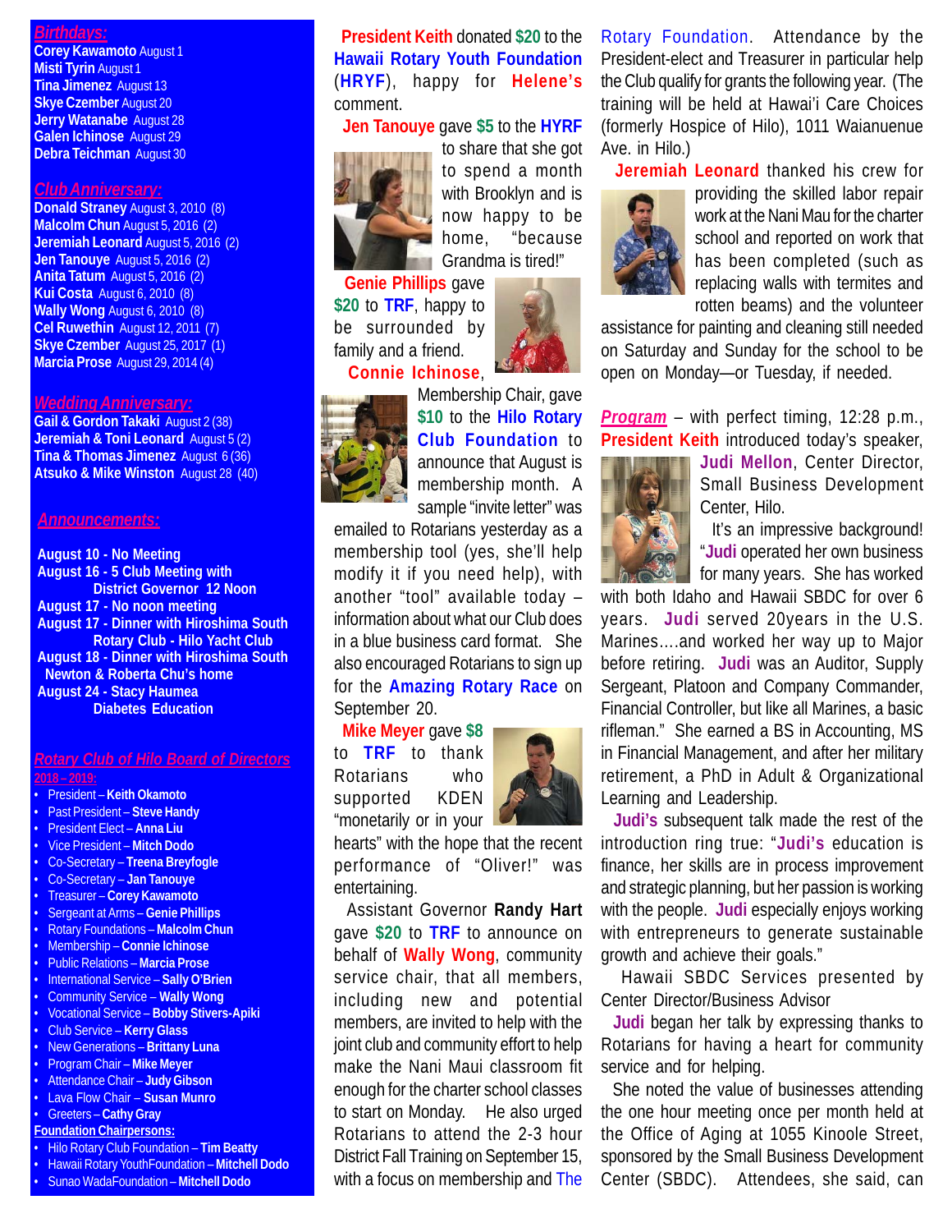## Birthdays:

**Corey Kawamoto** August 1
**Misti Tyrin** August 1
**Tina Jimenez** August 13
**Skye Czember** August 20
**Jerry Watanabe** August 28
**Galen Ichinose** August 29
**Debra Teichman** August 30

## Club Anniversary:

**Donald Straney** August 3, 2010 (8)
**Malcolm Chun** August 5, 2016 (2)
**Jeremiah Leonard** August 5, 2016 (2)
**Jen Tanouye** August 5, 2016 (2)
**Anita Tatum** August 5, 2016 (2)
**Kui Costa** August 6, 2010 (8)
**Wally Wong** August 6, 2010 (8)
**Cel Ruwethin** August 12, 2011 (7)
**Skye Czember** August 25, 2017 (1)
**Marcia Prose** August 29, 2014 (4)

## Wedding Anniversary:

**Gail & Gordon Takaki** August 2 (38)
**Jeremiah & Toni Leonard** August 5 (2)
**Tina & Thomas Jimenez** August 6 (36)
**Atsuko & Mike Winston** August 28 (40)

## Announcements:

**August 10 - No Meeting**
**August 16 - 5 Club Meeting with District Governor 12 Noon**
**August 17 - No noon meeting**
**August 17 - Dinner with Hiroshima South Rotary Club - Hilo Yacht Club**
**August 18 - Dinner with Hiroshima South Newton & Roberta Chu's home**
**August 24 - Stacy Haumea Diabetes Education**

## Rotary Club of Hilo Board of Directors

**2018 – 2019:**

- President – **Keith Okamoto**
- Past President – **Steve Handy**
- President Elect – **Anna Liu**
- Vice President – **Mitch Dodo**
- Co-Secretary – **Treena Breyfogle**
- Co-Secretary – **Jan Tanouye**
- Treasurer – **Corey Kawamoto**
- Sergeant at Arms – **Genie Phillips**
- Rotary Foundations – **Malcolm Chun**
- Membership – **Connie Ichinose**
- Public Relations – **Marcia Prose**
- International Service – **Sally O'Brien**
- Community Service – **Wally Wong**
- Vocational Service – **Bobby Stivers-Apiki**
- Club Service – **Kerry Glass**
- New Generations – **Brittany Luna**
- Program Chair – **Mike Meyer**
- Attendance Chair – **Judy Gibson**
- Lava Flow Chair – **Susan Munro**
- Greeters – **Cathy Gray**

**Foundation Chairpersons:**

- Hilo Rotary Club Foundation – **Tim Beatty**
- Hawaii Rotary YouthFoundation – **Mitchell Dodo**
- Sunao WadaFoundation – **Mitchell Dodo**

**President Keith** donated **$20** to the **Hawaii Rotary Youth Foundation** (**HRYF**), happy for **Helene's** comment.

**Jen Tanouye** gave **$5** to the **HYRF** to share that she got to spend a month with Brooklyn and is now happy to be home, "because Grandma is tired!"

**Genie Phillips** gave **$20** to **TRF**, happy to be surrounded by family and a friend.

**Connie Ichinose**, Membership Chair, gave **$10** to the **Hilo Rotary Club Foundation** to announce that August is membership month. A sample "invite letter" was emailed to Rotarians yesterday as a membership tool (yes, she'll help modify it if you need help), with another "tool" available today – information about what our Club does in a blue business card format. She also encouraged Rotarians to sign up for the **Amazing Rotary Race** on September 20.

**Mike Meyer** gave **$8** to **TRF** to thank Rotarians who supported KDEN "monetarily or in your hearts" with the hope that the recent performance of "Oliver!" was entertaining.

Assistant Governor **Randy Hart** gave **$20** to **TRF** to announce on behalf of **Wally Wong**, community service chair, that all members, including new and potential members, are invited to help with the joint club and community effort to help make the Nani Maui classroom fit enough for the charter school classes to start on Monday. He also urged Rotarians to attend the 2-3 hour District Fall Training on September 15, with a focus on membership and The Rotary Foundation. Attendance by the President-elect and Treasurer in particular help the Club qualify for grants the following year. (The training will be held at Hawai'i Care Choices (formerly Hospice of Hilo), 1011 Waianuenue Ave. in Hilo.)

**Jeremiah Leonard** thanked his crew for providing the skilled labor repair work at the Nani Mau for the charter school and reported on work that has been completed (such as replacing walls with termites and rotten beams) and the volunteer assistance for painting and cleaning still needed on Saturday and Sunday for the school to be open on Monday—or Tuesday, if needed.

***Program*** – with perfect timing, 12:28 p.m., **President Keith** introduced today's speaker, **Judi Mellon**, Center Director, Small Business Development Center, Hilo.

It's an impressive background! "**Judi** operated her own business for many years. She has worked with both Idaho and Hawaii SBDC for over 6 years. **Judi** served 20years in the U.S. Marines….and worked her way up to Major before retiring. **Judi** was an Auditor, Supply Sergeant, Platoon and Company Commander, Financial Controller, but like all Marines, a basic rifleman." She earned a BS in Accounting, MS in Financial Management, and after her military retirement, a PhD in Adult & Organizational Learning and Leadership.

**Judi's** subsequent talk made the rest of the introduction ring true: "**Judi's** education is finance, her skills are in process improvement and strategic planning, but her passion is working with the people. **Judi** especially enjoys working with entrepreneurs to generate sustainable growth and achieve their goals."

Hawaii SBDC Services presented by Center Director/Business Advisor

**Judi** began her talk by expressing thanks to Rotarians for having a heart for community service and for helping.

She noted the value of businesses attending the one hour meeting once per month held at the Office of Aging at 1055 Kinoole Street, sponsored by the Small Business Development Center (SBDC). Attendees, she said, can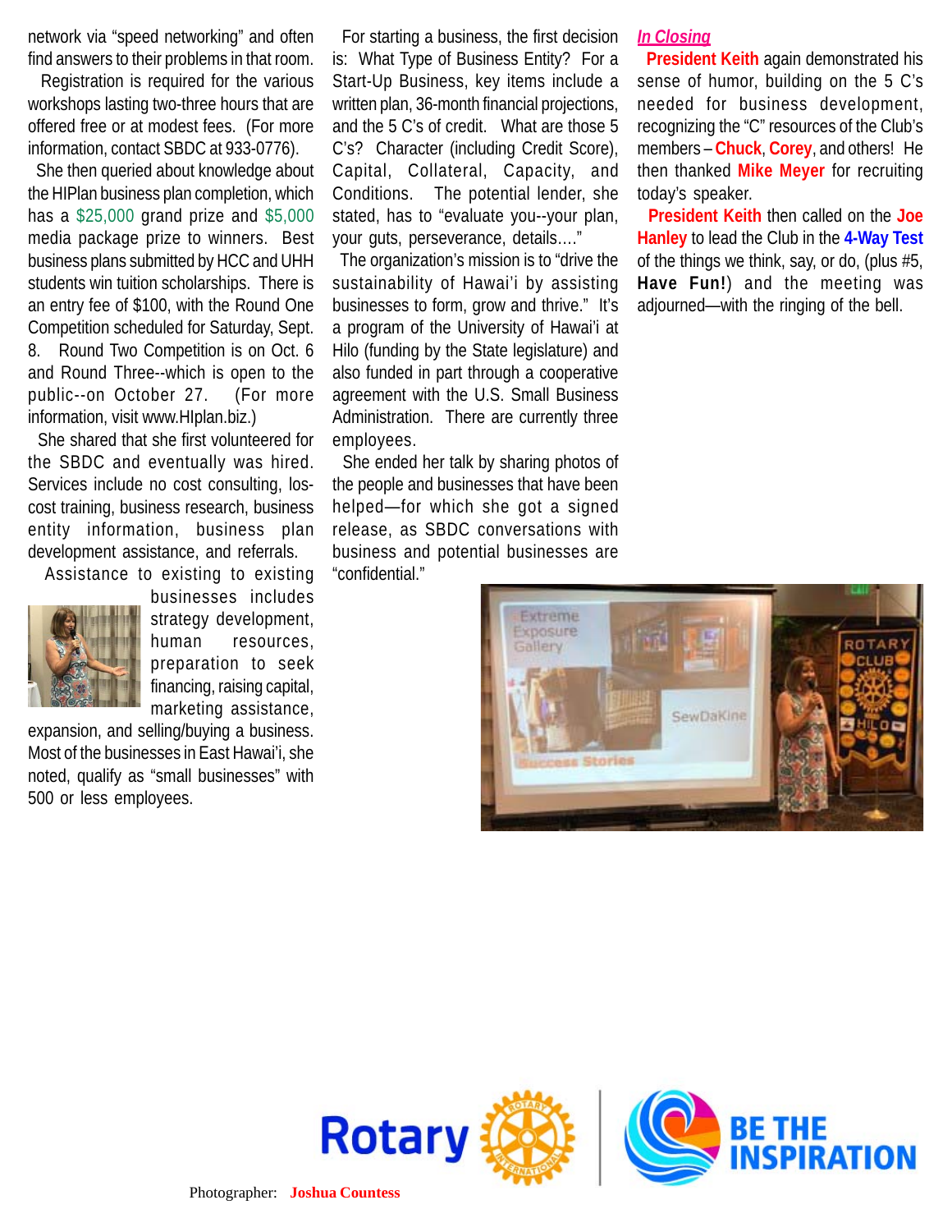network via "speed networking" and often find answers to their problems in that room.

Registration is required for the various workshops lasting two-three hours that are offered free or at modest fees. (For more information, contact SBDC at 933-0776).

She then queried about knowledge about the HIPlan business plan completion, which has a $25,000 grand prize and $5,000 media package prize to winners. Best business plans submitted by HCC and UHH students win tuition scholarships. There is an entry fee of $100, with the Round One Competition scheduled for Saturday, Sept. 8. Round Two Competition is on Oct. 6 and Round Three--which is open to the public--on October 27. (For more information, visit www.HIplan.biz.)

She shared that she first volunteered for the SBDC and eventually was hired. Services include no cost consulting, los-cost training, business research, business entity information, business plan development assistance, and referrals.

Assistance to existing to existing businesses includes strategy development, human resources, preparation to seek financing, raising capital, marketing assistance, expansion, and selling/buying a business. Most of the businesses in East Hawai'i, she noted, qualify as "small businesses" with 500 or less employees.

For starting a business, the first decision is: What Type of Business Entity? For a Start-Up Business, key items include a written plan, 36-month financial projections, and the 5 C's of credit. What are those 5 C's? Character (including Credit Score), Capital, Collateral, Capacity, and Conditions. The potential lender, she stated, has to "evaluate you--your plan, your guts, perseverance, details…."

The organization's mission is to "drive the sustainability of Hawai'i by assisting businesses to form, grow and thrive." It's a program of the University of Hawai'i at Hilo (funding by the State legislature) and also funded in part through a cooperative agreement with the U.S. Small Business Administration. There are currently three employees.

She ended her talk by sharing photos of the people and businesses that have been helped—for which she got a signed release, as SBDC conversations with business and potential businesses are "confidential."

***In Closing***

**President Keith** again demonstrated his sense of humor, building on the 5 C's needed for business development, recognizing the "C" resources of the Club's members – **Chuck**, **Corey**, and others! He then thanked **Mike Meyer** for recruiting today's speaker.

**President Keith** then called on the **Joe Hanley** to lead the Club in the **4-Way Test** of the things we think, say, or do, (plus #5, **Have Fun!**) and the meeting was adjourned—with the ringing of the bell.

Rotary | BE THE INSPIRATION

Photographer: **Joshua Countess**